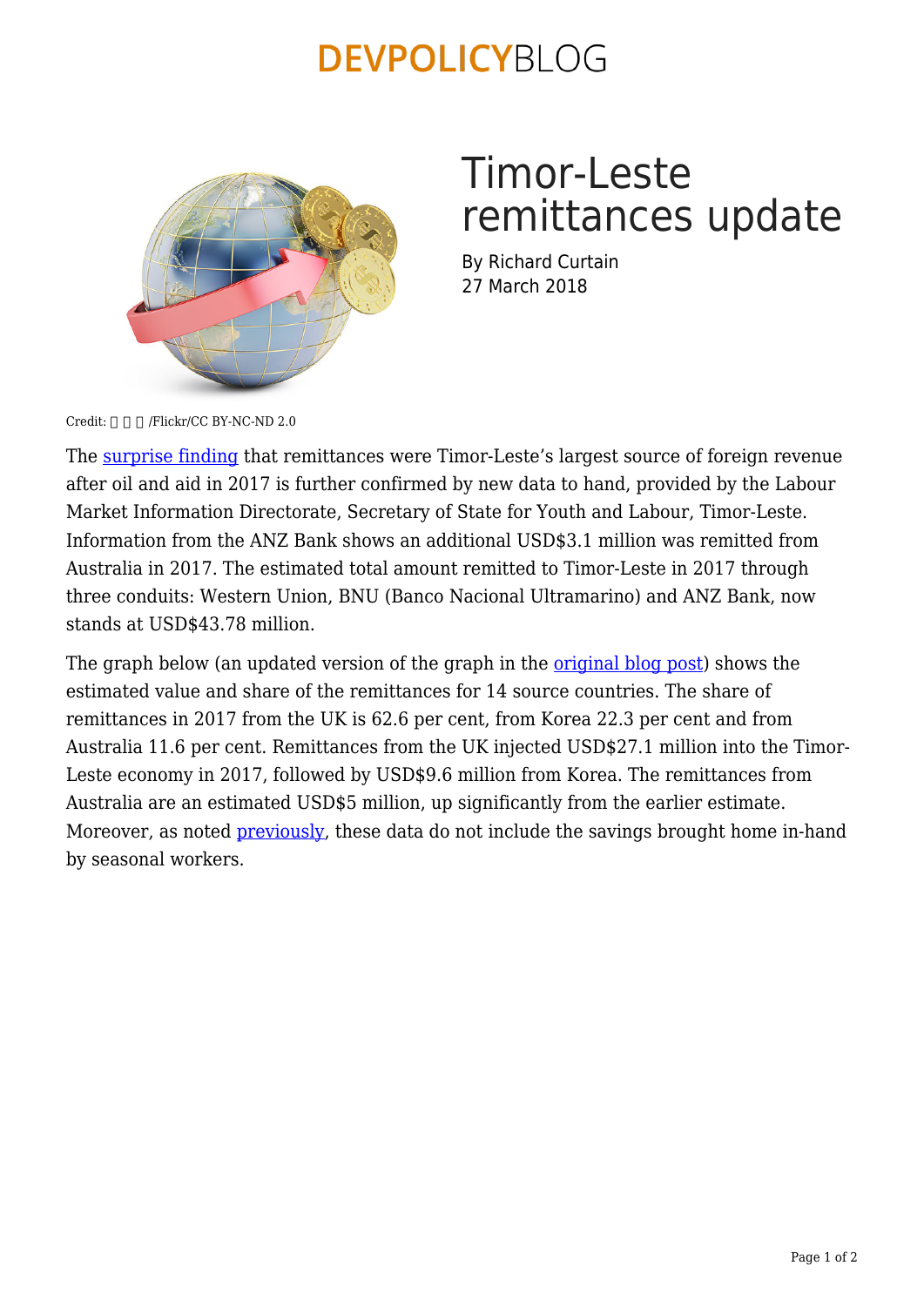# Timor-Leste remittances update

By Richard Curtain
27 March 2018

Credit: □ □ □ /Flickr/CC BY-NC-ND 2.0

The surprise finding that remittances were Timor-Leste's largest source of foreign revenue after oil and aid in 2017 is further confirmed by new data to hand, provided by the Labour Market Information Directorate, Secretary of State for Youth and Labour, Timor-Leste. Information from the ANZ Bank shows an additional USD$3.1 million was remitted from Australia in 2017. The estimated total amount remitted to Timor-Leste in 2017 through three conduits: Western Union, BNU (Banco Nacional Ultramarino) and ANZ Bank, now stands at USD$43.78 million.

The graph below (an updated version of the graph in the original blog post) shows the estimated value and share of the remittances for 14 source countries. The share of remittances in 2017 from the UK is 62.6 per cent, from Korea 22.3 per cent and from Australia 11.6 per cent. Remittances from the UK injected USD$27.1 million into the Timor-Leste economy in 2017, followed by USD$9.6 million from Korea. The remittances from Australia are an estimated USD$5 million, up significantly from the earlier estimate. Moreover, as noted previously, these data do not include the savings brought home in-hand by seasonal workers.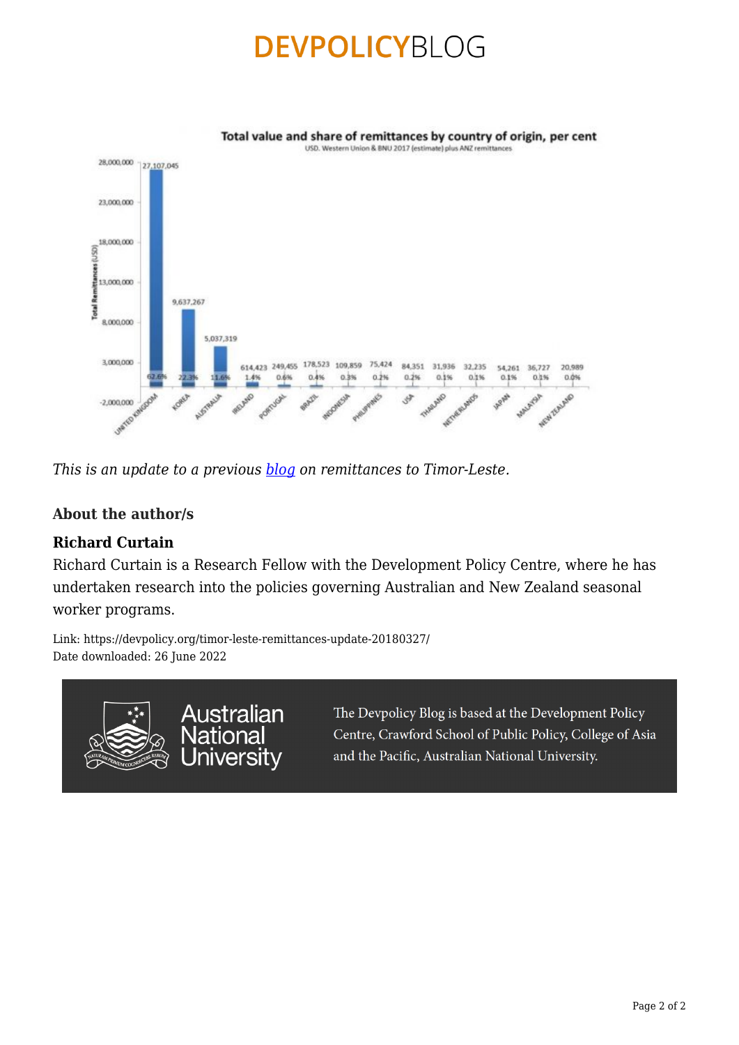Total value and share of remittances by country of origin, per cent

USD. Western Union & BNU 2017 (estimate) plus ANZ remittances

Total Remittances (USD)

28,000,000
23,000,000
18,000,000
13,000,000
8,000,000
3,000,000
-2,000,000

27,107,045
62.6%
UNITED KINGDOM

9,637,267
22.3%
KOREA

5,037,319
11.6%
AUSTRALIA

614,423
1.4%
IRELAND

249,455
0.6%
PORTUGAL

178,523
0.4%
BRAZIL

109,859
0.3%
INDONESIA

75,424
0.2%
PHILIPPINES

84,351
0.2%
USA

31,936
0.1%
THAILAND

32,235
0.1%
NETHERLANDS

54,261
0.1%
JAPAN

36,727
0.1%
MALAYSIA

20,989
0.0%
NEW ZEALAND

*This is an update to a previous [blog](https://devpolicy.org) on remittances to Timor-Leste.*

### About the author/s

**Richard Curtain**

Richard Curtain is a Research Fellow with the Development Policy Centre, where he has undertaken research into the policies governing Australian and New Zealand seasonal worker programs.

Link: https://devpolicy.org/timor-leste-remittances-update-20180327/
Date downloaded: 26 June 2022

Australian National University

The Devpolicy Blog is based at the Development Policy Centre, Crawford School of Public Policy, College of Asia and the Pacific, Australian National University.